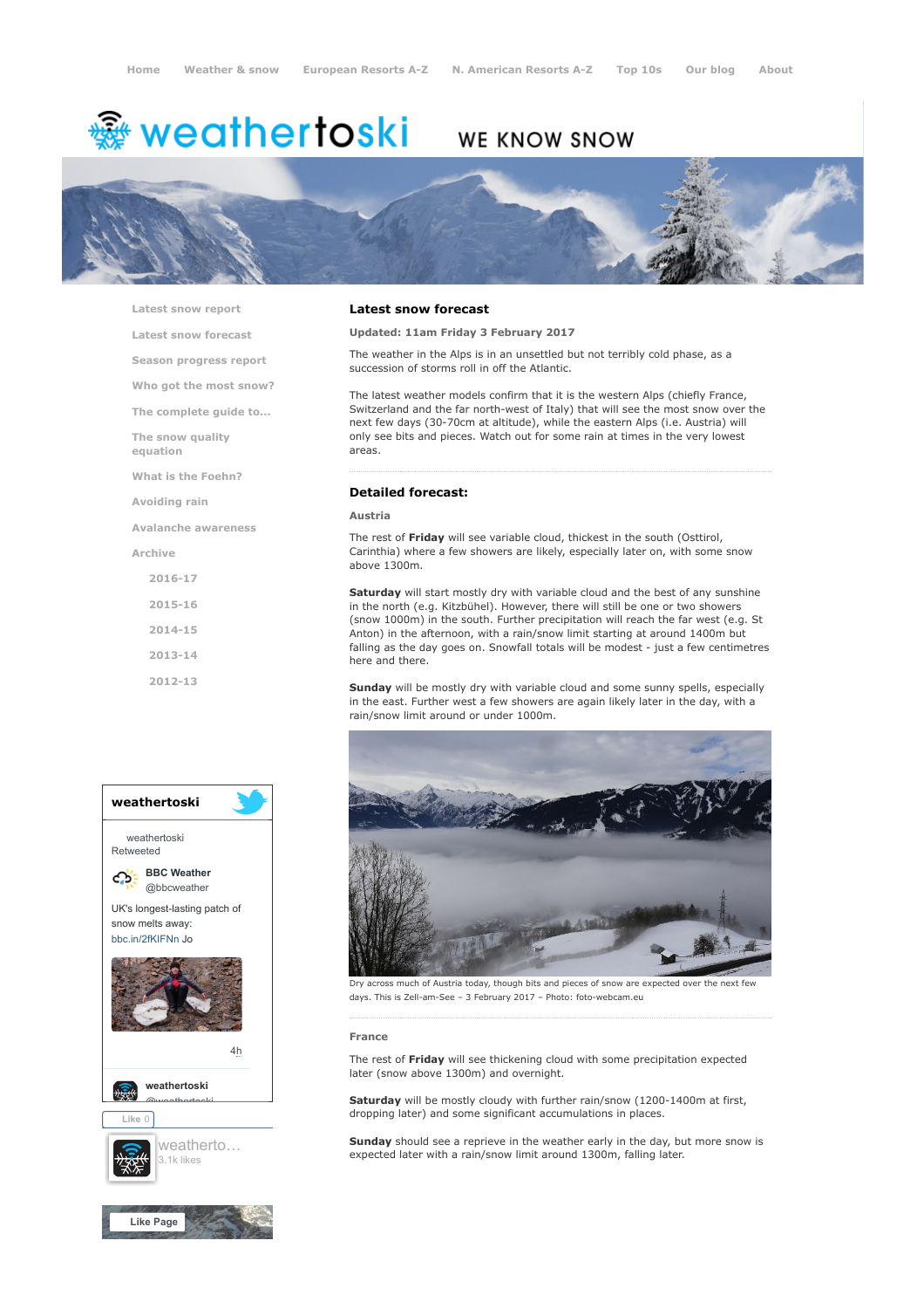Home | Weather & snow | European Resorts A-Z | N. American Resorts A-Z | Top 10s | Our blog | About

# weathertoski

WE KNOW SNOW

- Latest snow report
- Latest snow forecast
- Season progress report
- Who got the most snow?
- The complete guide to...
- The snow quality equation
- What is the Foehn?
- Avoiding rain
- Avalanche awareness
- Archive
  - 2016-17
  - 2015-16
  - 2014-15
  - 2013-14
  - 2012-13

## Latest snow forecast

**Updated: 11am Friday 3 February 2017**

The weather in the Alps is in an unsettled but not terribly cold phase, as a succession of storms roll in off the Atlantic.

The latest weather models confirm that it is the western Alps (chiefly France, Switzerland and the far north-west of Italy) that will see the most snow over the next few days (30-70cm at altitude), while the eastern Alps (i.e. Austria) will only see bits and pieces. Watch out for some rain at times in the very lowest areas.

### Detailed forecast:

**Austria**

The rest of **Friday** will see variable cloud, thickest in the south (Osttirol, Carinthia) where a few showers are likely, especially later on, with some snow above 1300m.

**Saturday** will start mostly dry with variable cloud and the best of any sunshine in the north (e.g. Kitzbühel). However, there will still be one or two showers (snow 1000m) in the south. Further precipitation will reach the far west (e.g. St Anton) in the afternoon, with a rain/snow limit starting at around 1400m but falling as the day goes on. Snowfall totals will be modest - just a few centimetres here and there.

**Sunday** will be mostly dry with variable cloud and some sunny spells, especially in the east. Further west a few showers are again likely later in the day, with a rain/snow limit around or under 1000m.

Dry across much of Austria today, though bits and pieces of snow are expected over the next few days. This is Zell-am-See – 3 February 2017 – Photo: foto-webcam.eu

**France**

The rest of **Friday** will see thickening cloud with some precipitation expected later (snow above 1300m) and overnight.

**Saturday** will be mostly cloudy with further rain/snow (1200-1400m at first, dropping later) and some significant accumulations in places.

**Sunday** should see a reprieve in the weather early in the day, but more snow is expected later with a rain/snow limit around 1300m, falling later.

**weathertoski**

weathertoski Retweeted

BBC Weather @bbcweather

UK's longest-lasting patch of snow melts away: bbc.in/2fKIFNn Jo

4h

weathertoski @weathertoski

Like 0

weatherto… 3.1k likes

Like Page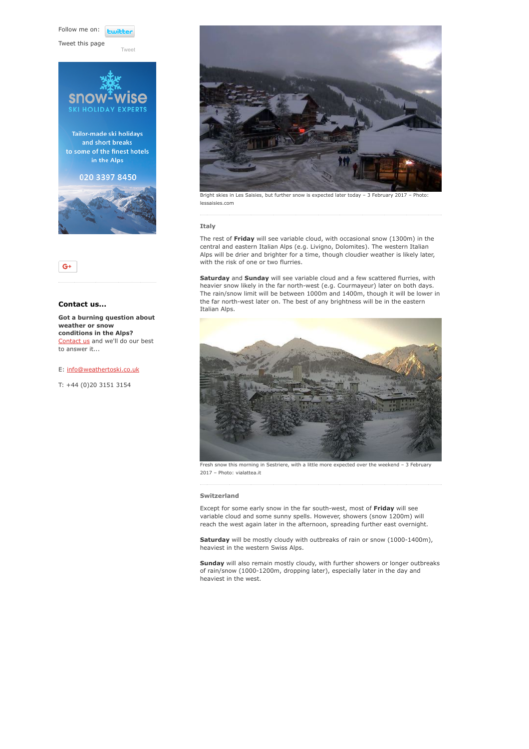Follow me on: twitter

Tweet this page

Tweet

snow-wise
SKI HOLIDAY EXPERTS

Tailor-made ski holidays and short breaks to some of the finest hotels in the Alps

020 3397 8450

G+

### Contact us...

**Got a burning question about weather or snow conditions in the Alps?** Contact us and we'll do our best to answer it...

E: info@weathertoski.co.uk

T: +44 (0)20 3151 3154

Bright skies in Les Saisies, but further snow is expected later today – 3 February 2017 – Photo: lessaisies.com

### Italy

The rest of **Friday** will see variable cloud, with occasional snow (1300m) in the central and eastern Italian Alps (e.g. Livigno, Dolomites). The western Italian Alps will be drier and brighter for a time, though cloudier weather is likely later, with the risk of one or two flurries.

**Saturday** and **Sunday** will see variable cloud and a few scattered flurries, with heavier snow likely in the far north-west (e.g. Courmayeur) later on both days. The rain/snow limit will be between 1000m and 1400m, though it will be lower in the far north-west later on. The best of any brightness will be in the eastern Italian Alps.

Fresh snow this morning in Sestriere, with a little more expected over the weekend – 3 February 2017 – Photo: vialattea.it

### Switzerland

Except for some early snow in the far south-west, most of **Friday** will see variable cloud and some sunny spells. However, showers (snow 1200m) will reach the west again later in the afternoon, spreading further east overnight.

**Saturday** will be mostly cloudy with outbreaks of rain or snow (1000-1400m), heaviest in the western Swiss Alps.

**Sunday** will also remain mostly cloudy, with further showers or longer outbreaks of rain/snow (1000-1200m, dropping later), especially later in the day and heaviest in the west.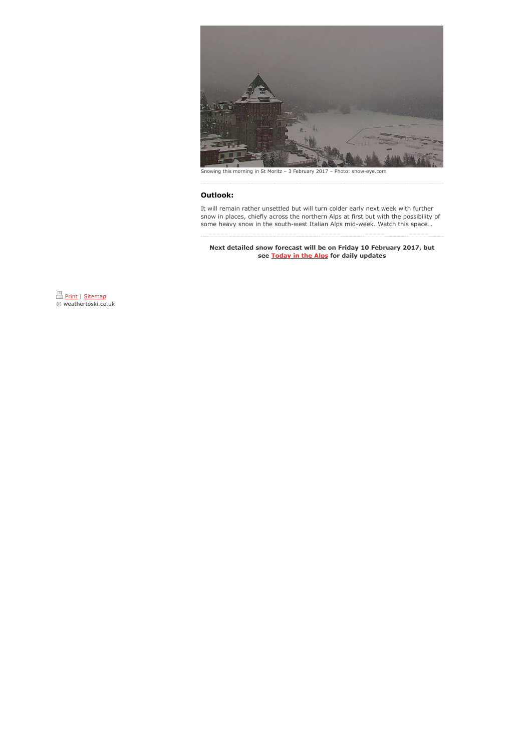Snowing this morning in St Moritz – 3 February 2017 – Photo: snow-eye.com

### Outlook:

It will remain rather unsettled but will turn colder early next week with further snow in places, chiefly across the northern Alps at first but with the possibility of some heavy snow in the south-west Italian Alps mid-week. Watch this space…

**Next detailed snow forecast will be on Friday 10 February 2017, but see Today in the Alps for daily updates**

Print | Sitemap
© weathertoski.co.uk